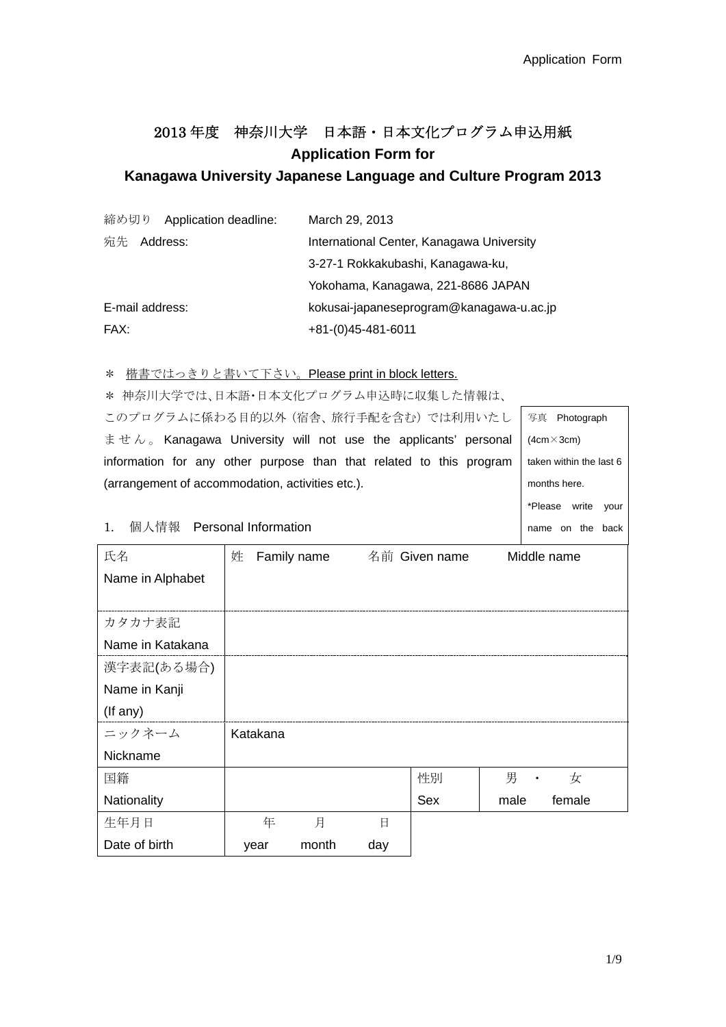Application Form

# 2013 年度　神奈川大学　日本語・日本文化プログラム申込用紙

## Application Form for Kanagawa University Japanese Language and Culture Program 2013

| | |
|---|---|
| 締め切り　Application deadline: | March 29, 2013 |
| 宛先　Address: | International Center, Kanagawa University<br>3-27-1 Rokkakubashi, Kanagawa-ku,<br>Yokohama, Kanagawa, 221-8686 JAPAN |
| E-mail address: | kokusai-japaneseprogram@kanagawa-u.ac.jp |
| FAX: | +81-(0)45-481-6011 |

＊ 楷書ではっきりと書いて下さい。Please print in block letters.

＊ 神奈川大学では､日本語･日本文化プログラム申込時に収集した情報は、このプログラムに係わる目的以外（宿舎、旅行手配を含む）では利用いたしません。Kanagawa University will not use the applicants' personal information for any other purpose than that related to this program (arrangement of accommodation, activities etc.).

写真　Photograph (4cm×3cm) taken within the last 6 months here.
*Please write your name on the back

### 1.　個人情報　Personal Information

| | | | | |
|---|---|---|---|---|
| 氏名<br>Name in Alphabet | 姓　Family name　　名前 Given name　　Middle name | | | |
| カタカナ表記<br>Name in Katakana | | | | |
| 漢字表記(ある場合)<br>Name in Kanji<br>(If any) | | | | |
| ニックネーム<br>Nickname | Katakana | | | |
| 国籍<br>Nationality | | 性別<br>Sex | 男　・　女<br>male　female | |
| 生年月日<br>Date of birth | 年　月　日<br>year　month　day | | | |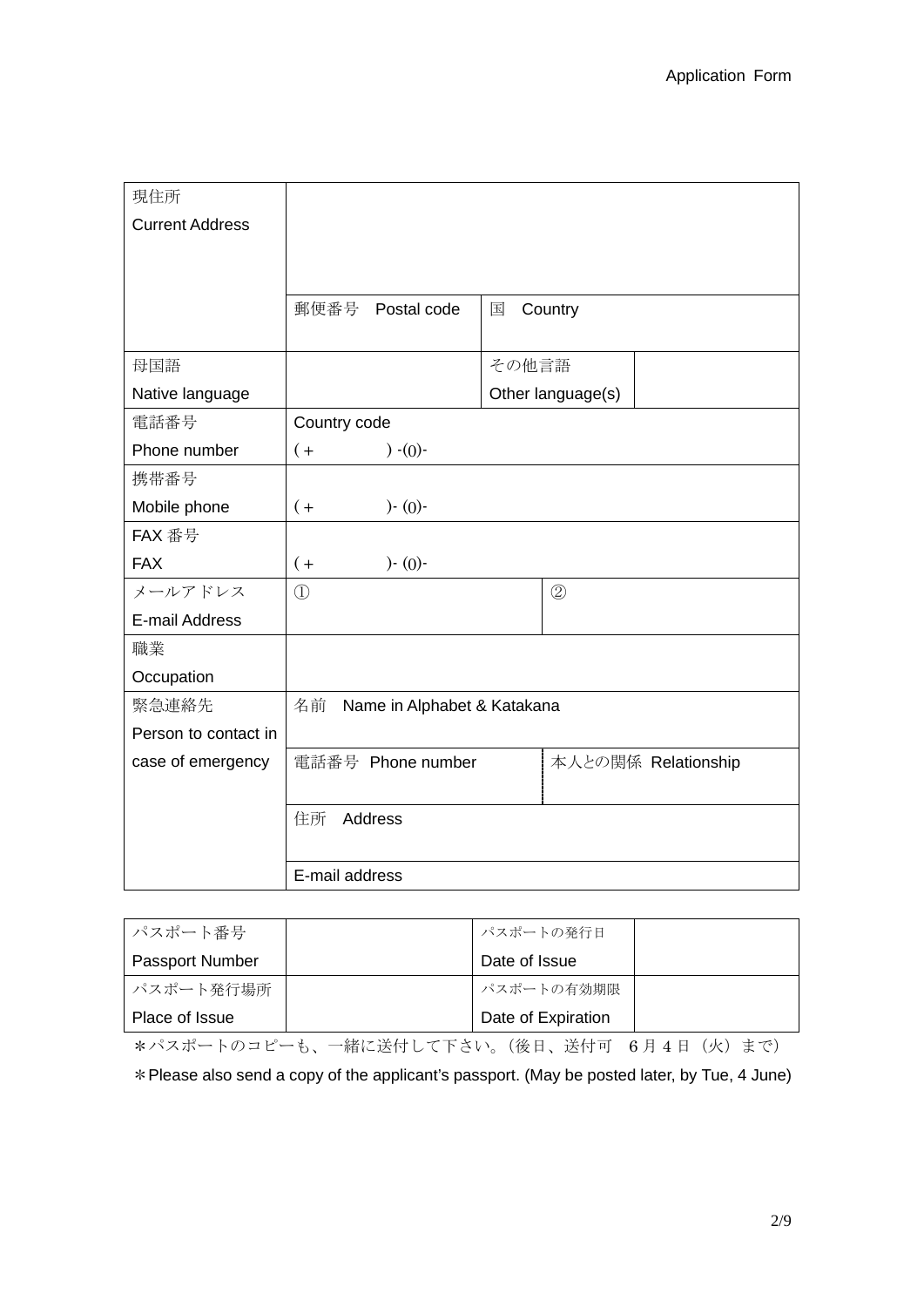Application Form

| 現住所<br>Current Address | | | |
|---|---|---|---|
| | 郵便番号　Postal code | 国　Country | |
| 母国語<br>Native language | | その他言語<br>Other language(s) | |
| 電話番号<br>Phone number | Country code<br>( +　　　　) -(0)- | | |
| 携帯番号<br>Mobile phone | ( +　　　　)- (0)- | | |
| FAX 番号<br>FAX | ( +　　　　)- (0)- | | |
| メールアドレス<br>E-mail Address | ① | ② | |
| 職業<br>Occupation | | | |
| 緊急連絡先<br>Person to contact in case of emergency | 名前　Name in Alphabet & Katakana | | |
| | 電話番号 Phone number | 本人との関係 Relationship | |
| | 住所　Address | | |
| | E-mail address | | |

| パスポート番号<br>Passport Number | | パスポートの発行日<br>Date of Issue | |
|---|---|---|---|
| パスポート発行場所<br>Place of Issue | | パスポートの有効期限<br>Date of Expiration | |

＊パスポートのコピーも、一緒に送付して下さい。（後日、送付可　6 月 4 日（火）まで）

＊Please also send a copy of the applicant's passport. (May be posted later, by Tue, 4 June)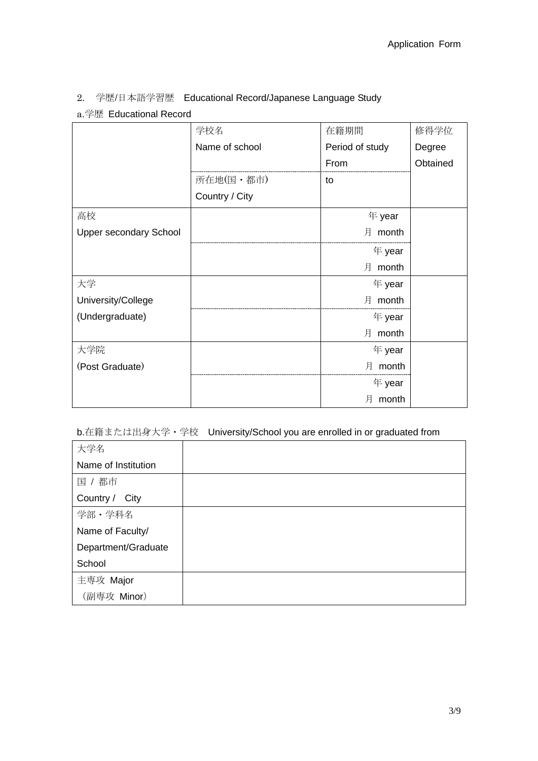2. 学歴/日本語学習歴 Educational Record/Japanese Language Study

a.学歴 Educational Record

| | 学校名<br>Name of school<br>所在地(国・都市)<br>Country / City | 在籍期間<br>Period of study<br>From<br>to | 修得学位<br>Degree Obtained |
|---|---|---|---|
| 高校<br>Upper secondary School | | 年 year<br>月 month | |
| | | 年 year<br>月 month | |
| 大学<br>University/College<br>(Undergraduate) | | 年 year<br>月 month | |
| | | 年 year<br>月 month | |
| 大学院<br>(Post Graduate) | | 年 year<br>月 month | |
| | | 年 year<br>月 month | |

b.在籍または出身大学・学校 University/School you are enrolled in or graduated from

| | |
|---|---|
| 大学名<br>Name of Institution | |
| 国 / 都市<br>Country / City | |
| 学部・学科名<br>Name of Faculty/ Department/Graduate School | |
| 主専攻 Major<br>（副専攻 Minor） | |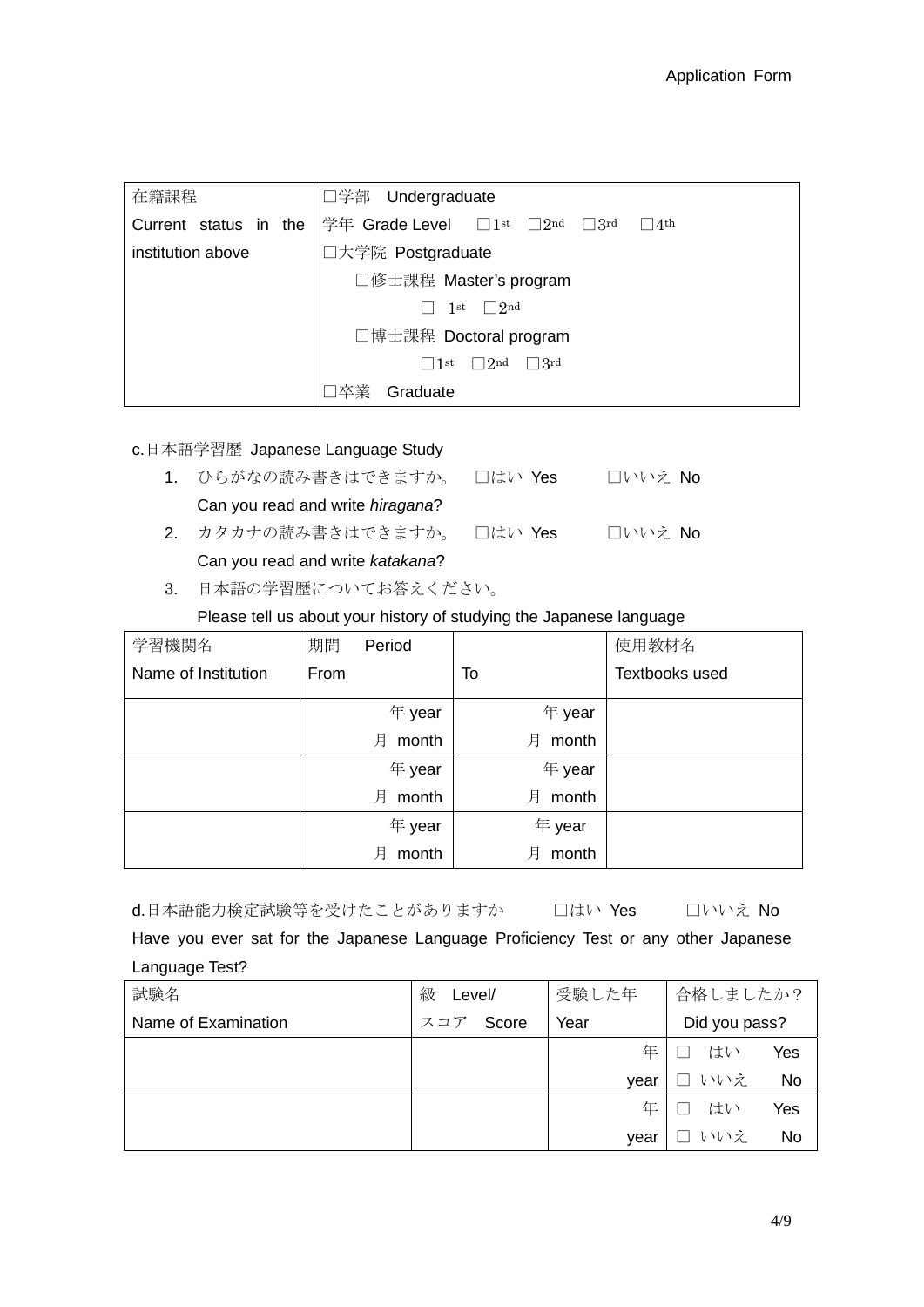Application Form

| 在籍課程<br>Current status in the institution above | □学部　Undergraduate<br>学年 Grade Level　□1st　□2nd　□3rd　□4th<br>□大学院 Postgraduate<br>□修士課程 Master's program<br>□ 1st □2nd<br>□博士課程 Doctoral program<br>□1st □2nd □3rd<br>□卒業　Graduate |
|---|---|

c.日本語学習歴 Japanese Language Study

1. ひらがなの読み書きはできますか。　□はい Yes　　□いいえ No
   Can you read and write *hiragana*?
2. カタカナの読み書きはできますか。　□はい Yes　　□いいえ No
   Can you read and write *katakana*?
3. 日本語の学習歴についてお答えください。
   Please tell us about your history of studying the Japanese language

| 学習機関名<br>Name of Institution | 期間　Period<br>From | <br>To | 使用教材名<br>Textbooks used |
|---|---|---|---|
| | 年 year<br>月 month | 年 year<br>月 month | |
| | 年 year<br>月 month | 年 year<br>月 month | |
| | 年 year<br>月 month | 年 year<br>月 month | |

d.日本語能力検定試験等を受けたことがありますか　　□はい Yes　　□いいえ No
Have you ever sat for the Japanese Language Proficiency Test or any other Japanese Language Test?

| 試験名<br>Name of Examination | 級　Level/<br>スコア　Score | 受験した年<br>Year | 合格しましたか？<br>Did you pass? |
|---|---|---|---|
| | | 年<br>year | □ はい　Yes<br>□ いいえ　No |
| | | 年<br>year | □ はい　Yes<br>□ いいえ　No |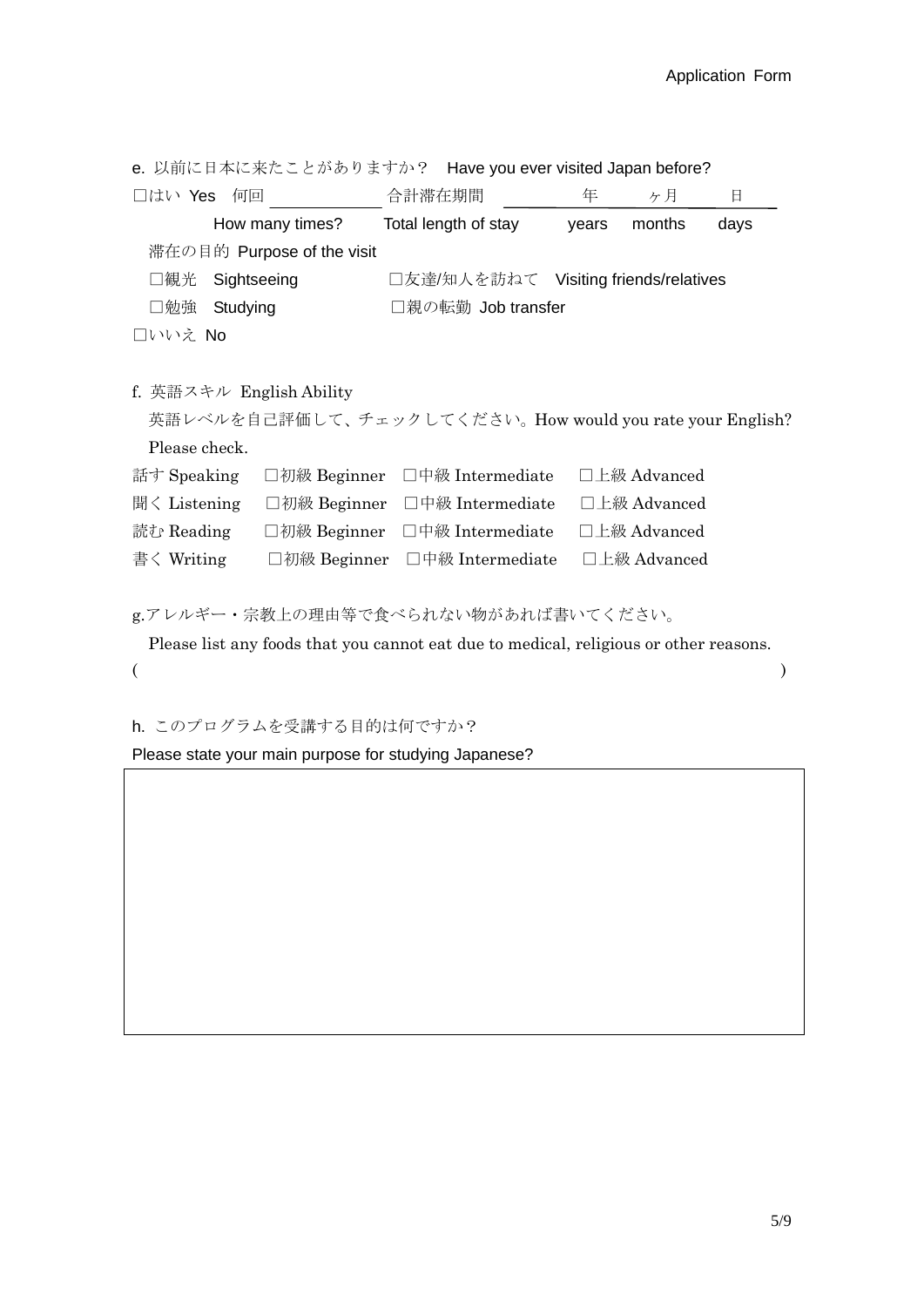e. 以前に日本に来たことがありますか？　Have you ever visited Japan before?

□はい Yes　何回 ＿＿＿＿＿＿ 合計滞在期間 ＿＿＿ 年 ＿＿＿ ヶ月 ＿＿＿ 日

How many times?　Total length of stay　years　months　days

滞在の目的 Purpose of the visit

□観光　Sightseeing　　□友達/知人を訪ねて　Visiting friends/relatives

□勉強　Studying　　□親の転勤 Job transfer

□いいえ No

f. 英語スキル English Ability

英語レベルを自己評価して、チェックしてください。How would you rate your English? Please check.

| | | | |
|---|---|---|---|
| 話す Speaking | □初級 Beginner | □中級 Intermediate | □上級 Advanced |
| 聞く Listening | □初級 Beginner | □中級 Intermediate | □上級 Advanced |
| 読む Reading | □初級 Beginner | □中級 Intermediate | □上級 Advanced |
| 書く Writing | □初級 Beginner | □中級 Intermediate | □上級 Advanced |

g.アレルギー・宗教上の理由等で食べられない物があれば書いてください。

Please list any foods that you cannot eat due to medical, religious or other reasons.

(　　　　　　　　　　　　　　　　　　　　　　　　　　　　　　　　　)

h. このプログラムを受講する目的は何ですか？

Please state your main purpose for studying Japanese?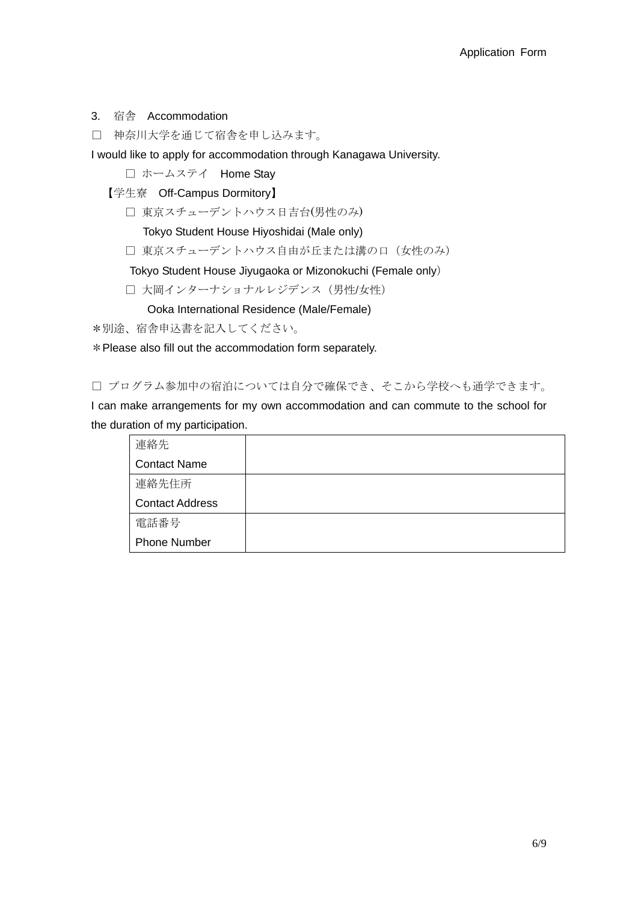## 3.　宿舎　Accommodation

□　神奈川大学を通じて宿舎を申し込みます。

I would like to apply for accommodation through Kanagawa University.

□ ホームステイ　Home Stay

【学生寮　Off-Campus Dormitory】

□ 東京スチューデントハウス日吉台(男性のみ)
Tokyo Student House Hiyoshidai (Male only)

□ 東京スチューデントハウス自由が丘または溝の口（女性のみ）
Tokyo Student House Jiyugaoka or Mizonokuchi (Female only）

□ 大岡インターナショナルレジデンス（男性/女性）
Ooka International Residence (Male/Female)

＊別途、宿舎申込書を記入してください。

＊Please also fill out the accommodation form separately.

□ プログラム参加中の宿泊については自分で確保でき、そこから学校へも通学できます。

I can make arrangements for my own accommodation and can commute to the school for the duration of my participation.

| | |
|---|---|
| 連絡先<br>Contact Name | |
| 連絡先住所<br>Contact Address | |
| 電話番号<br>Phone Number | |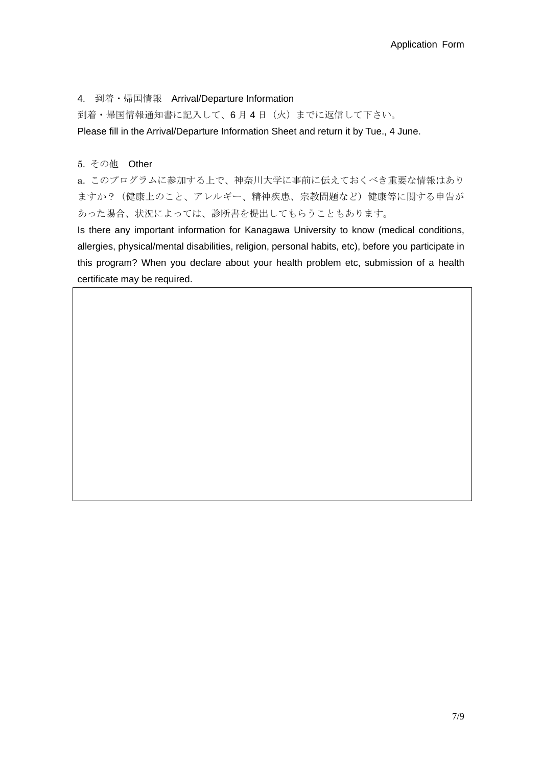## 4.　到着・帰国情報　Arrival/Departure Information

到着・帰国情報通知書に記入して、6 月 4 日（火）までに返信して下さい。

Please fill in the Arrival/Departure Information Sheet and return it by Tue., 4 June.

## 5. その他　Other

a. このプログラムに参加する上で、神奈川大学に事前に伝えておくべき重要な情報はありますか？（健康上のこと、アレルギー、精神疾患、宗教問題など）健康等に関する申告があった場合、状況によっては、診断書を提出してもらうこともあります。

Is there any important information for Kanagawa University to know (medical conditions, allergies, physical/mental disabilities, religion, personal habits, etc), before you participate in this program? When you declare about your health problem etc, submission of a health certificate may be required.

| |
|---|
| |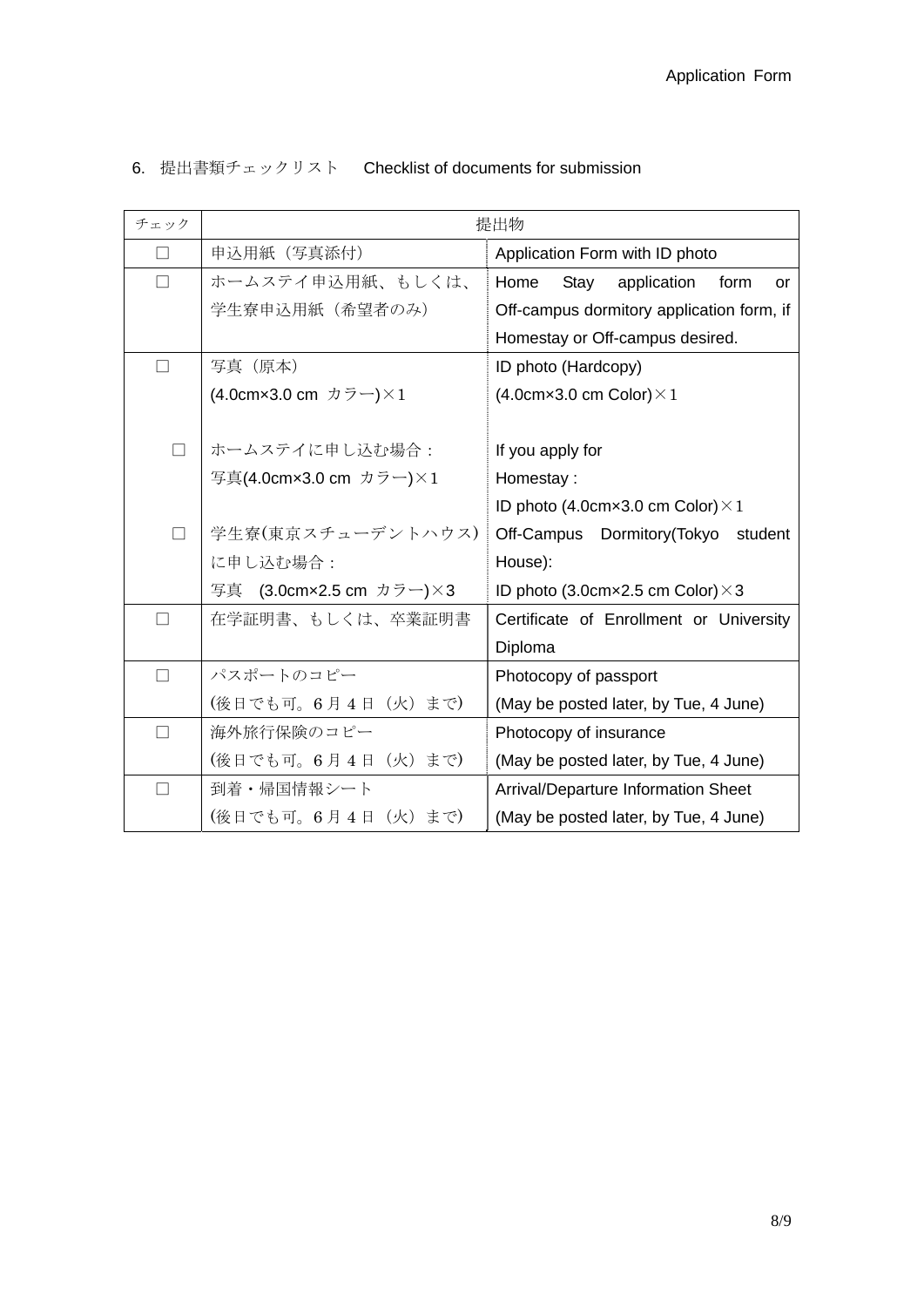## 6. 提出書類チェックリスト　Checklist of documents for submission

| チェック | 提出物 | |
|---|---|---|
| □ | 申込用紙（写真添付） | Application Form with ID photo |
| □ | ホームステイ申込用紙、もしくは、学生寮申込用紙（希望者のみ） | Home Stay application form or Off-campus dormitory application form, if Homestay or Off-campus desired. |
| □ | 写真（原本）<br>(4.0cm×3.0 cm カラー)×1 | ID photo (Hardcopy)<br>(4.0cm×3.0 cm Color)×1 |
| □ | ホームステイに申し込む場合：<br>写真(4.0cm×3.0 cm カラー)×1 | If you apply for Homestay :<br>ID photo (4.0cm×3.0 cm Color)×1 |
| □ | 学生寮(東京スチューデントハウス)に申し込む場合：<br>写真　(3.0cm×2.5 cm カラー)×3 | Off-Campus Dormitory(Tokyo student House):<br>ID photo (3.0cm×2.5 cm Color)×3 |
| □ | 在学証明書、もしくは、卒業証明書 | Certificate of Enrollment or University Diploma |
| □ | パスポートのコピー<br>(後日でも可。6月4日（火）まで) | Photocopy of passport<br>(May be posted later, by Tue, 4 June) |
| □ | 海外旅行保険のコピー<br>(後日でも可。6月4日（火）まで) | Photocopy of insurance<br>(May be posted later, by Tue, 4 June) |
| □ | 到着・帰国情報シート<br>(後日でも可。6月4日（火）まで) | Arrival/Departure Information Sheet<br>(May be posted later, by Tue, 4 June) |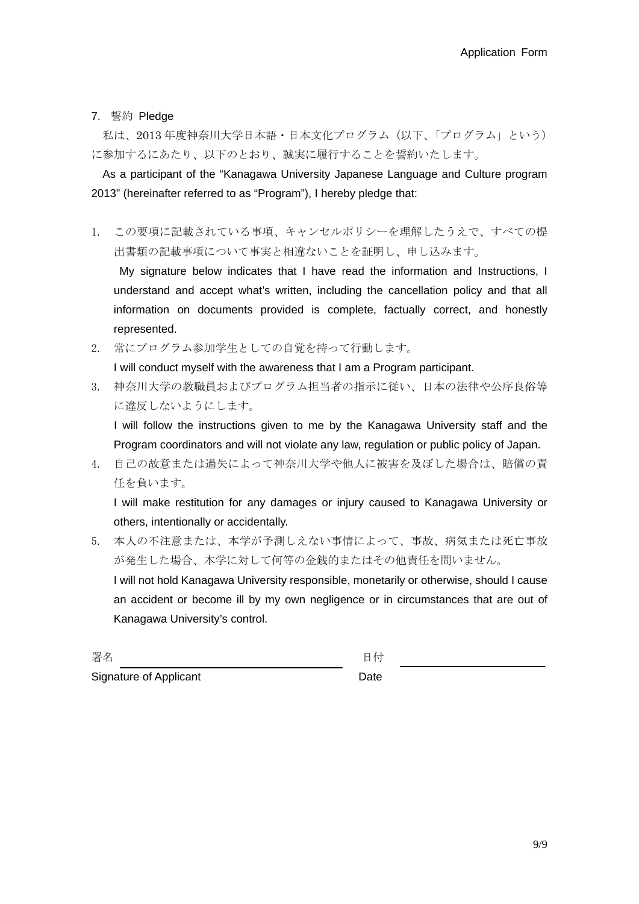## 7. 誓約 Pledge

私は、2013 年度神奈川大学日本語・日本文化プログラム（以下、「プログラム」という）に参加するにあたり、以下のとおり、誠実に履行することを誓約いたします。

As a participant of the "Kanagawa University Japanese Language and Culture program 2013" (hereinafter referred to as "Program"), I hereby pledge that:

1. この要項に記載されている事項、キャンセルポリシーを理解したうえで、すべての提出書類の記載事項について事実と相違ないことを証明し、申し込みます。

   My signature below indicates that I have read the information and Instructions, I understand and accept what's written, including the cancellation policy and that all information on documents provided is complete, factually correct, and honestly represented.

2. 常にプログラム参加学生としての自覚を持って行動します。

   I will conduct myself with the awareness that I am a Program participant.

3. 神奈川大学の教職員およびプログラム担当者の指示に従い、日本の法律や公序良俗等に違反しないようにします。

   I will follow the instructions given to me by the Kanagawa University staff and the Program coordinators and will not violate any law, regulation or public policy of Japan.

4. 自己の故意または過失によって神奈川大学や他人に被害を及ぼした場合は、賠償の責任を負います。

   I will make restitution for any damages or injury caused to Kanagawa University or others, intentionally or accidentally.

5. 本人の不注意または、本学が予測しえない事情によって、事故、病気または死亡事故が発生した場合、本学に対して何等の金銭的またはその他責任を問いません。

   I will not hold Kanagawa University responsible, monetarily or otherwise, should I cause an accident or become ill by my own negligence or in circumstances that are out of Kanagawa University's control.

署名 ______________________________ 日付 ____________________

Signature of Applicant Date